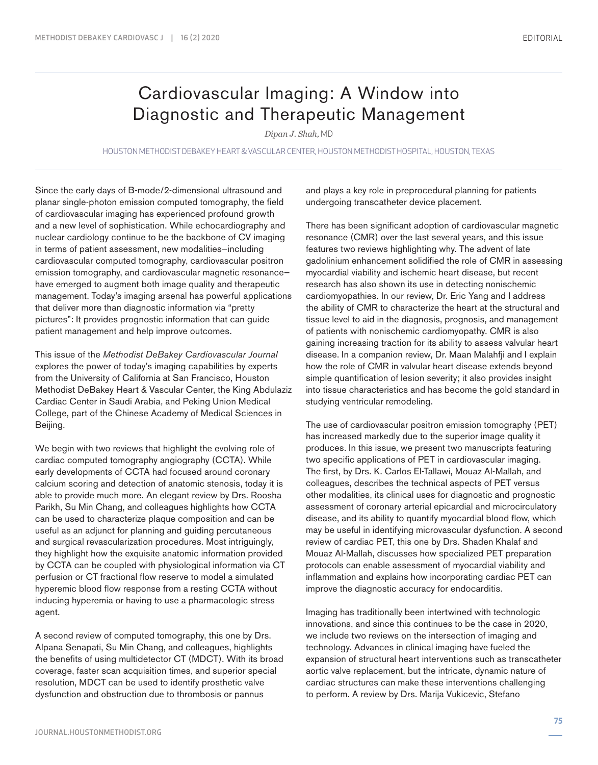# Cardiovascular Imaging: A Window into Diagnostic and Therapeutic Management

*Dipan J. Shah,* MD

HOUSTON METHODIST DEBAKEY HEART & VASCULAR CENTER, HOUSTON METHODIST HOSPITAL, HOUSTON, TEXAS

Since the early days of B-mode/2-dimensional ultrasound and planar single-photon emission computed tomography, the field of cardiovascular imaging has experienced profound growth and a new level of sophistication. While echocardiography and nuclear cardiology continue to be the backbone of CV imaging in terms of patient assessment, new modalities—including cardiovascular computed tomography, cardiovascular positron emission tomography, and cardiovascular magnetic resonance—have emerged to augment both image quality and therapeutic management. Today's imaging arsenal has powerful applications that deliver more than diagnostic information via "pretty pictures": It provides prognostic information that can guide patient management and help improve outcomes.

This issue of the *Methodist DeBakey Cardiovascular Journal* explores the power of today's imaging capabilities by experts from the University of California at San Francisco, Houston Methodist DeBakey Heart & Vascular Center, the King Abdulaziz Cardiac Center in Saudi Arabia, and Peking Union Medical College, part of the Chinese Academy of Medical Sciences in Beijing.

We begin with two reviews that highlight the evolving role of cardiac computed tomography angiography (CCTA). While early developments of CCTA had focused around coronary calcium scoring and detection of anatomic stenosis, today it is able to provide much more. An elegant review by Drs. Roosha Parikh, Su Min Chang, and colleagues highlights how CCTA can be used to characterize plaque composition and can be useful as an adjunct for planning and guiding percutaneous and surgical revascularization procedures. Most intriguingly, they highlight how the exquisite anatomic information provided by CCTA can be coupled with physiological information via CT perfusion or CT fractional flow reserve to model a simulated hyperemic blood flow response from a resting CCTA without inducing hyperemia or having to use a pharmacologic stress agent.

A second review of computed tomography, this one by Drs. Alpana Senapati, Su Min Chang, and colleagues, highlights the benefits of using multidetector CT (MDCT). With its broad coverage, faster scan acquisition times, and superior special resolution, MDCT can be used to identify prosthetic valve dysfunction and obstruction due to thrombosis or pannus and plays a key role in preprocedural planning for patients undergoing transcatheter device placement.

There has been significant adoption of cardiovascular magnetic resonance (CMR) over the last several years, and this issue features two reviews highlighting why. The advent of late gadolinium enhancement solidified the role of CMR in assessing myocardial viability and ischemic heart disease, but recent research has also shown its use in detecting nonischemic cardiomyopathies. In our review, Dr. Eric Yang and I address the ability of CMR to characterize the heart at the structural and tissue level to aid in the diagnosis, prognosis, and management of patients with nonischemic cardiomyopathy. CMR is also gaining increasing traction for its ability to assess valvular heart disease. In a companion review, Dr. Maan Malahfji and I explain how the role of CMR in valvular heart disease extends beyond simple quantification of lesion severity; it also provides insight into tissue characteristics and has become the gold standard in studying ventricular remodeling.

The use of cardiovascular positron emission tomography (PET) has increased markedly due to the superior image quality it produces. In this issue, we present two manuscripts featuring two specific applications of PET in cardiovascular imaging. The first, by Drs. K. Carlos El-Tallawi, Mouaz Al-Mallah, and colleagues, describes the technical aspects of PET versus other modalities, its clinical uses for diagnostic and prognostic assessment of coronary arterial epicardial and microcirculatory disease, and its ability to quantify myocardial blood flow, which may be useful in identifying microvascular dysfunction. A second review of cardiac PET, this one by Drs. Shaden Khalaf and Mouaz Al-Mallah, discusses how specialized PET preparation protocols can enable assessment of myocardial viability and inflammation and explains how incorporating cardiac PET can improve the diagnostic accuracy for endocarditis.

Imaging has traditionally been intertwined with technologic innovations, and since this continues to be the case in 2020, we include two reviews on the intersection of imaging and technology. Advances in clinical imaging have fueled the expansion of structural heart interventions such as transcatheter aortic valve replacement, but the intricate, dynamic nature of cardiac structures can make these interventions challenging to perform. A review by Drs. Marija Vukicevic, Stefano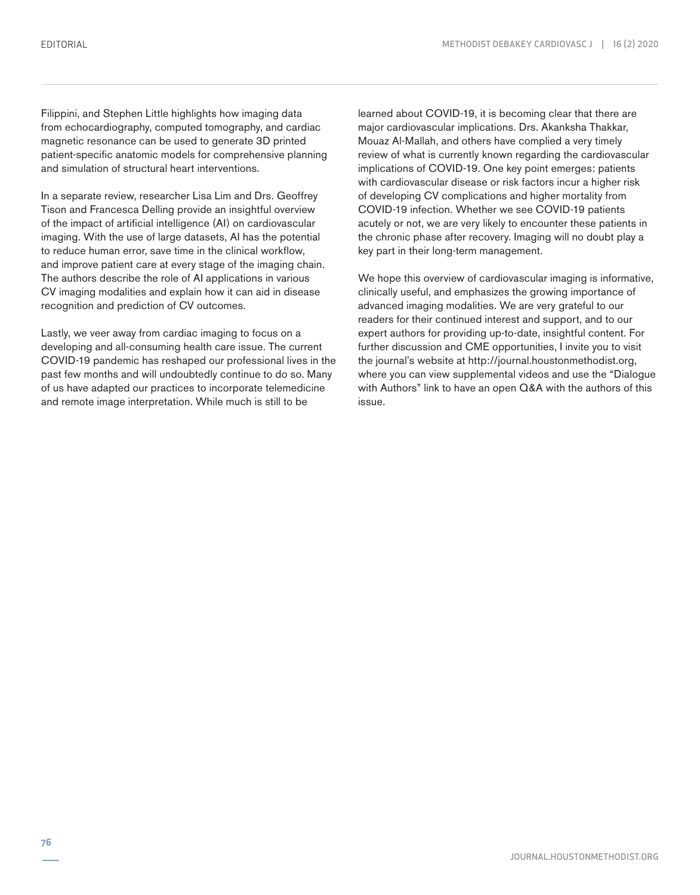Filippini, and Stephen Little highlights how imaging data from echocardiography, computed tomography, and cardiac magnetic resonance can be used to generate 3D printed patient-specific anatomic models for comprehensive planning and simulation of structural heart interventions.

In a separate review, researcher Lisa Lim and Drs. Geoffrey Tison and Francesca Delling provide an insightful overview of the impact of artificial intelligence (AI) on cardiovascular imaging. With the use of large datasets, AI has the potential to reduce human error, save time in the clinical workflow, and improve patient care at every stage of the imaging chain. The authors describe the role of AI applications in various CV imaging modalities and explain how it can aid in disease recognition and prediction of CV outcomes.

Lastly, we veer away from cardiac imaging to focus on a developing and all-consuming health care issue. The current COVID-19 pandemic has reshaped our professional lives in the past few months and will undoubtedly continue to do so. Many of us have adapted our practices to incorporate telemedicine and remote image interpretation. While much is still to be learned about COVID-19, it is becoming clear that there are major cardiovascular implications. Drs. Akanksha Thakkar, Mouaz Al-Mallah, and others have complied a very timely review of what is currently known regarding the cardiovascular implications of COVID-19. One key point emerges: patients with cardiovascular disease or risk factors incur a higher risk of developing CV complications and higher mortality from COVID-19 infection. Whether we see COVID-19 patients acutely or not, we are very likely to encounter these patients in the chronic phase after recovery. Imaging will no doubt play a key part in their long-term management.

We hope this overview of cardiovascular imaging is informative, clinically useful, and emphasizes the growing importance of advanced imaging modalities. We are very grateful to our readers for their continued interest and support, and to our expert authors for providing up-to-date, insightful content. For further discussion and CME opportunities, I invite you to visit the journal's website at http://journal.houstonmethodist.org, where you can view supplemental videos and use the "Dialogue with Authors" link to have an open Q&A with the authors of this issue.